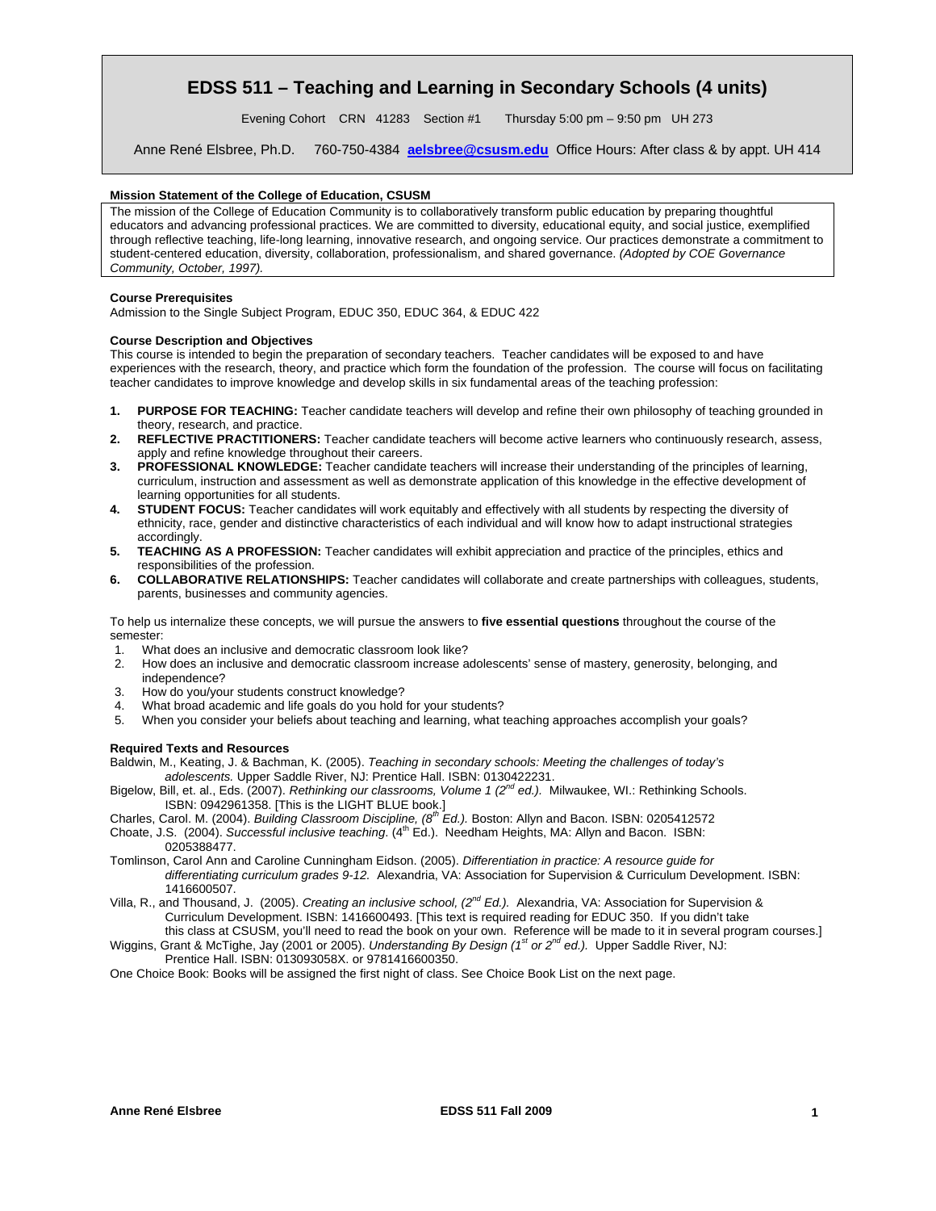# EDSS 511 – Teaching and Learning in Secondary Schools (4 units)

Evening Cohort CRN 41283 Section #1 Thursday 5:00 pm – 9:50 pm UH 273

Anne René Elsbree, Ph.D. 760-750-4384 **aelsbree@csusm.edu** Office Hours: After class & by appt. UH 414

**Mission Statement of the College of Education, CSUSM**

The mission of the College of Education Community is to collaboratively transform public education by preparing thoughtful educators and advancing professional practices. We are committed to diversity, educational equity, and social justice, exemplified through reflective teaching, life-long learning, innovative research, and ongoing service. Our practices demonstrate a commitment to student-centered education, diversity, collaboration, professionalism, and shared governance. *(Adopted by COE Governance Community, October, 1997).*

**Course Prerequisites**

Admission to the Single Subject Program, EDUC 350, EDUC 364, & EDUC 422

**Course Description and Objectives**

This course is intended to begin the preparation of secondary teachers. Teacher candidates will be exposed to and have experiences with the research, theory, and practice which form the foundation of the profession. The course will focus on facilitating teacher candidates to improve knowledge and develop skills in six fundamental areas of the teaching profession:

1. **PURPOSE FOR TEACHING:** Teacher candidate teachers will develop and refine their own philosophy of teaching grounded in theory, research, and practice.
2. **REFLECTIVE PRACTITIONERS:** Teacher candidate teachers will become active learners who continuously research, assess, apply and refine knowledge throughout their careers.
3. **PROFESSIONAL KNOWLEDGE:** Teacher candidate teachers will increase their understanding of the principles of learning, curriculum, instruction and assessment as well as demonstrate application of this knowledge in the effective development of learning opportunities for all students.
4. **STUDENT FOCUS:** Teacher candidates will work equitably and effectively with all students by respecting the diversity of ethnicity, race, gender and distinctive characteristics of each individual and will know how to adapt instructional strategies accordingly.
5. **TEACHING AS A PROFESSION:** Teacher candidates will exhibit appreciation and practice of the principles, ethics and responsibilities of the profession.
6. **COLLABORATIVE RELATIONSHIPS:** Teacher candidates will collaborate and create partnerships with colleagues, students, parents, businesses and community agencies.

To help us internalize these concepts, we will pursue the answers to **five essential questions** throughout the course of the semester:

1. What does an inclusive and democratic classroom look like?
2. How does an inclusive and democratic classroom increase adolescents' sense of mastery, generosity, belonging, and independence?
3. How do you/your students construct knowledge?
4. What broad academic and life goals do you hold for your students?
5. When you consider your beliefs about teaching and learning, what teaching approaches accomplish your goals?

**Required Texts and Resources**

Baldwin, M., Keating, J. & Bachman, K. (2005). *Teaching in secondary schools: Meeting the challenges of today's adolescents.* Upper Saddle River, NJ: Prentice Hall. ISBN: 0130422231.

Bigelow, Bill, et. al., Eds. (2007). *Rethinking our classrooms, Volume 1 (2nd ed.).* Milwaukee, WI.: Rethinking Schools. ISBN: 0942961358. [This is the LIGHT BLUE book.]

Charles, Carol. M. (2004). *Building Classroom Discipline, (8th Ed.).* Boston: Allyn and Bacon. ISBN: 0205412572

Choate, J.S. (2004). *Successful inclusive teaching.* (4th Ed.). Needham Heights, MA: Allyn and Bacon. ISBN: 0205388477.

Tomlinson, Carol Ann and Caroline Cunningham Eidson. (2005). *Differentiation in practice: A resource guide for differentiating curriculum grades 9-12.* Alexandria, VA: Association for Supervision & Curriculum Development. ISBN: 1416600507.

Villa, R., and Thousand, J. (2005). *Creating an inclusive school, (2nd Ed.).* Alexandria, VA: Association for Supervision & Curriculum Development. ISBN: 1416600493. [This text is required reading for EDUC 350. If you didn't take this class at CSUSM, you'll need to read the book on your own. Reference will be made to it in several program courses.]

Wiggins, Grant & McTighe, Jay (2001 or 2005). *Understanding By Design (1st or 2nd ed.).* Upper Saddle River, NJ: Prentice Hall. ISBN: 013093058X. or 9781416600350.

One Choice Book: Books will be assigned the first night of class. See Choice Book List on the next page.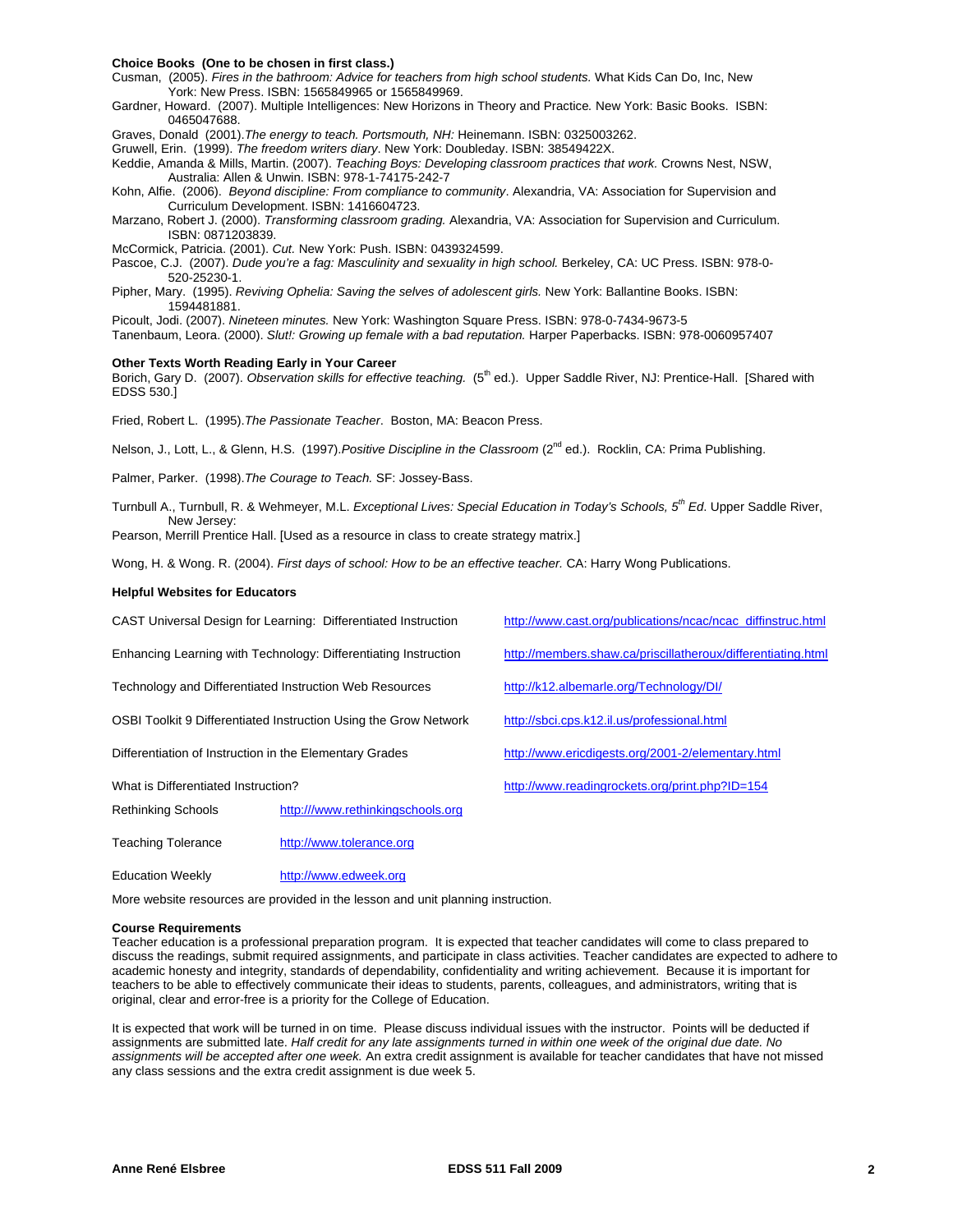**Choice Books (One to be chosen in first class.)**

Cusman, (2005). *Fires in the bathroom: Advice for teachers from high school students.* What Kids Can Do, Inc, New York: New Press. ISBN: 1565849965 or 1565849969.

Gardner, Howard. (2007). Multiple Intelligences: New Horizons in Theory and Practice*.* New York: Basic Books. ISBN: 0465047688.

Graves, Donald (2001).*The energy to teach. Portsmouth, NH:* Heinemann. ISBN: 0325003262.

Gruwell, Erin. (1999). *The freedom writers diary*. New York: Doubleday. ISBN: 38549422X.

Keddie, Amanda & Mills, Martin. (2007). *Teaching Boys: Developing classroom practices that work.* Crowns Nest, NSW, Australia: Allen & Unwin. ISBN: 978-1-74175-242-7

Kohn, Alfie. (2006). *Beyond discipline: From compliance to community*. Alexandria, VA: Association for Supervision and Curriculum Development. ISBN: 1416604723.

Marzano, Robert J. (2000). *Transforming classroom grading.* Alexandria, VA: Association for Supervision and Curriculum. ISBN: 0871203839.

McCormick, Patricia. (2001). *Cut.* New York: Push. ISBN: 0439324599.

Pascoe, C.J. (2007). *Dude you're a fag: Masculinity and sexuality in high school.* Berkeley, CA: UC Press. ISBN: 978-0-520-25230-1.

Pipher, Mary. (1995). *Reviving Ophelia: Saving the selves of adolescent girls.* New York: Ballantine Books. ISBN: 1594481881.

Picoult, Jodi. (2007). *Nineteen minutes.* New York: Washington Square Press. ISBN: 978-0-7434-9673-5

Tanenbaum, Leora. (2000). *Slut!: Growing up female with a bad reputation.* Harper Paperbacks. ISBN: 978-0060957407

**Other Texts Worth Reading Early in Your Career**

Borich, Gary D. (2007). *Observation skills for effective teaching.* (5th ed.). Upper Saddle River, NJ: Prentice-Hall. [Shared with EDSS 530.]

Fried, Robert L. (1995).*The Passionate Teacher*. Boston, MA: Beacon Press.

Nelson, J., Lott, L., & Glenn, H.S. (1997).*Positive Discipline in the Classroom* (2nd ed.). Rocklin, CA: Prima Publishing.

Palmer, Parker. (1998).*The Courage to Teach.* SF: Jossey-Bass.

Turnbull A., Turnbull, R. & Wehmeyer, M.L. *Exceptional Lives: Special Education in Today's Schools, 5th Ed*. Upper Saddle River, New Jersey:
Pearson, Merrill Prentice Hall. [Used as a resource in class to create strategy matrix.]

Wong, H. & Wong. R. (2004). *First days of school: How to be an effective teacher.* CA: Harry Wong Publications.

**Helpful Websites for Educators**

| | |
|---|---|
| CAST Universal Design for Learning: Differentiated Instruction | http://www.cast.org/publications/ncac/ncac_diffinstruc.html |
| Enhancing Learning with Technology: Differentiating Instruction | http://members.shaw.ca/priscillatheroux/differentiating.html |
| Technology and Differentiated Instruction Web Resources | http://k12.albemarle.org/Technology/DI/ |
| OSBI Toolkit 9 Differentiated Instruction Using the Grow Network | http://sbci.cps.k12.il.us/professional.html |
| Differentiation of Instruction in the Elementary Grades | http://www.ericdigests.org/2001-2/elementary.html |
| What is Differentiated Instruction? | http://www.readingrockets.org/print.php?ID=154 |
| Rethinking Schools | http:///www.rethinkingschools.org |
| Teaching Tolerance | http://www.tolerance.org |
| Education Weekly | http://www.edweek.org |

More website resources are provided in the lesson and unit planning instruction.

**Course Requirements**

Teacher education is a professional preparation program. It is expected that teacher candidates will come to class prepared to discuss the readings, submit required assignments, and participate in class activities. Teacher candidates are expected to adhere to academic honesty and integrity, standards of dependability, confidentiality and writing achievement. Because it is important for teachers to be able to effectively communicate their ideas to students, parents, colleagues, and administrators, writing that is original, clear and error-free is a priority for the College of Education.

It is expected that work will be turned in on time. Please discuss individual issues with the instructor. Points will be deducted if assignments are submitted late. *Half credit for any late assignments turned in within one week of the original due date. No assignments will be accepted after one week.* An extra credit assignment is available for teacher candidates that have not missed any class sessions and the extra credit assignment is due week 5.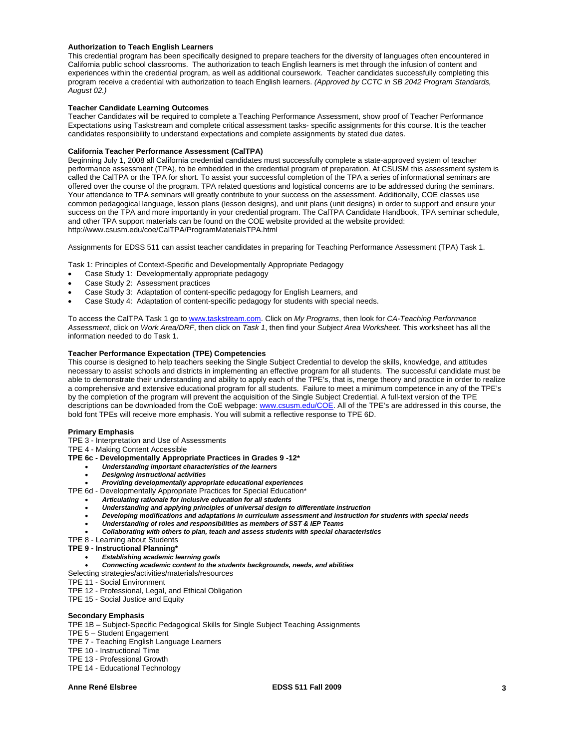**Authorization to Teach English Learners**

This credential program has been specifically designed to prepare teachers for the diversity of languages often encountered in California public school classrooms. The authorization to teach English learners is met through the infusion of content and experiences within the credential program, as well as additional coursework. Teacher candidates successfully completing this program receive a credential with authorization to teach English learners. *(Approved by CCTC in SB 2042 Program Standards, August 02.)*

**Teacher Candidate Learning Outcomes**

Teacher Candidates will be required to complete a Teaching Performance Assessment, show proof of Teacher Performance Expectations using Taskstream and complete critical assessment tasks- specific assignments for this course. It is the teacher candidates responsibility to understand expectations and complete assignments by stated due dates.

**California Teacher Performance Assessment (CalTPA)**

Beginning July 1, 2008 all California credential candidates must successfully complete a state-approved system of teacher performance assessment (TPA), to be embedded in the credential program of preparation. At CSUSM this assessment system is called the CalTPA or the TPA for short. To assist your successful completion of the TPA a series of informational seminars are offered over the course of the program. TPA related questions and logistical concerns are to be addressed during the seminars. Your attendance to TPA seminars will greatly contribute to your success on the assessment. Additionally, COE classes use common pedagogical language, lesson plans (lesson designs), and unit plans (unit designs) in order to support and ensure your success on the TPA and more importantly in your credential program. The CalTPA Candidate Handbook, TPA seminar schedule, and other TPA support materials can be found on the COE website provided at the website provided: http://www.csusm.edu/coe/CalTPA/ProgramMaterialsTPA.html

Assignments for EDSS 511 can assist teacher candidates in preparing for Teaching Performance Assessment (TPA) Task 1.

Task 1: Principles of Context-Specific and Developmentally Appropriate Pedagogy

- Case Study 1: Developmentally appropriate pedagogy
- Case Study 2: Assessment practices
- Case Study 3: Adaptation of content-specific pedagogy for English Learners, and
- Case Study 4: Adaptation of content-specific pedagogy for students with special needs.

To access the CalTPA Task 1 go to www.taskstream.com. Click on *My Programs*, then look for *CA-Teaching Performance Assessment*, click on *Work Area/DRF*, then click on *Task 1*, then find your *Subject Area Worksheet.* This worksheet has all the information needed to do Task 1.

**Teacher Performance Expectation (TPE) Competencies**

This course is designed to help teachers seeking the Single Subject Credential to develop the skills, knowledge, and attitudes necessary to assist schools and districts in implementing an effective program for all students. The successful candidate must be able to demonstrate their understanding and ability to apply each of the TPE's, that is, merge theory and practice in order to realize a comprehensive and extensive educational program for all students. Failure to meet a minimum competence in any of the TPE's by the completion of the program will prevent the acquisition of the Single Subject Credential. A full-text version of the TPE descriptions can be downloaded from the CoE webpage: www.csusm.edu/COE. All of the TPE's are addressed in this course, the bold font TPEs will receive more emphasis. You will submit a reflective response to TPE 6D.

**Primary Emphasis**

TPE 3 - Interpretation and Use of Assessments
TPE 4 - Making Content Accessible
**TPE 6c - Developmentally Appropriate Practices in Grades 9 -12***

- ***Understanding important characteristics of the learners***
- ***Designing instructional activities***
- ***Providing developmentally appropriate educational experiences***

TPE 6d - Developmentally Appropriate Practices for Special Education*

- ***Articulating rationale for inclusive education for all students***
- ***Understanding and applying principles of universal design to differentiate instruction***
- ***Developing modifications and adaptations in curriculum assessment and instruction for students with special needs***
- ***Understanding of roles and responsibilities as members of SST & IEP Teams***
- ***Collaborating with others to plan, teach and assess students with special characteristics***

TPE 8 - Learning about Students
**TPE 9 - Instructional Planning***

- ***Establishing academic learning goals***
- ***Connecting academic content to the students backgrounds, needs, and abilities***

Selecting strategies/activities/materials/resources
TPE 11 - Social Environment
TPE 12 - Professional, Legal, and Ethical Obligation
TPE 15 - Social Justice and Equity

**Secondary Emphasis**

TPE 1B – Subject-Specific Pedagogical Skills for Single Subject Teaching Assignments
TPE 5 – Student Engagement
TPE 7 - Teaching English Language Learners
TPE 10 - Instructional Time
TPE 13 - Professional Growth
TPE 14 - Educational Technology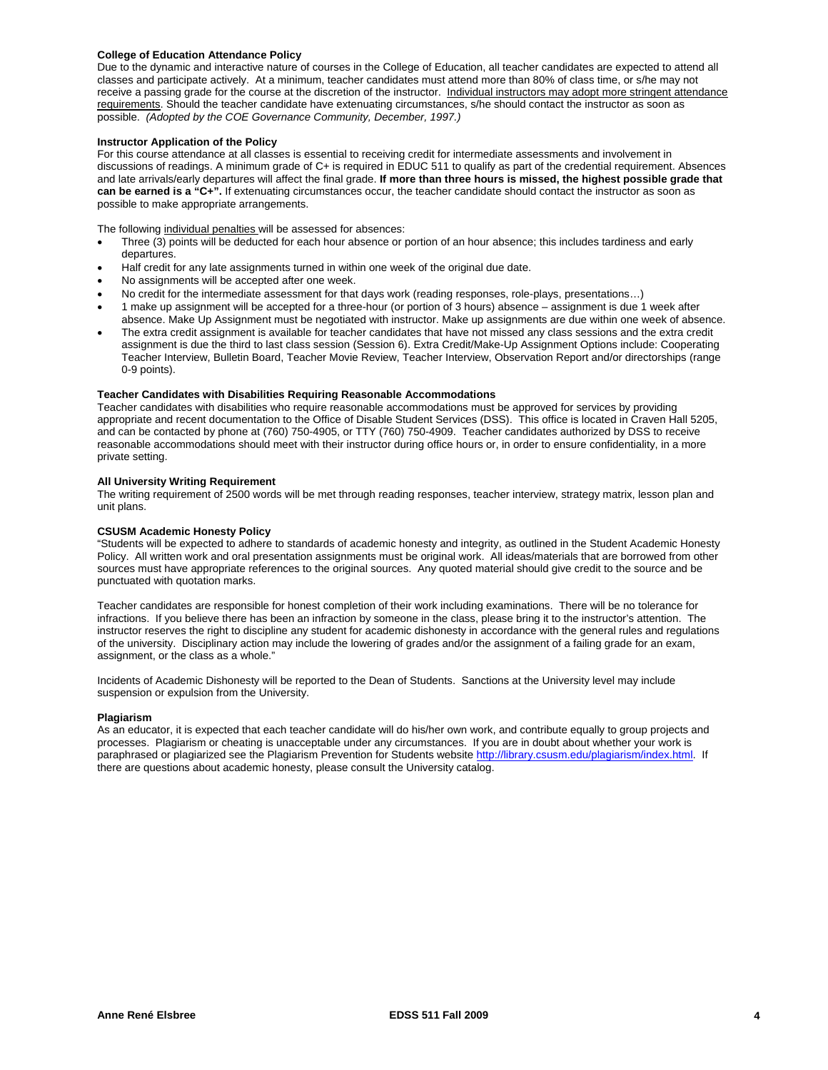### College of Education Attendance Policy

Due to the dynamic and interactive nature of courses in the College of Education, all teacher candidates are expected to attend all classes and participate actively. At a minimum, teacher candidates must attend more than 80% of class time, or s/he may not receive a passing grade for the course at the discretion of the instructor. <u>Individual instructors may adopt more stringent attendance requirements</u>. Should the teacher candidate have extenuating circumstances, s/he should contact the instructor as soon as possible. *(Adopted by the COE Governance Community, December, 1997.)*

### Instructor Application of the Policy

For this course attendance at all classes is essential to receiving credit for intermediate assessments and involvement in discussions of readings. A minimum grade of C+ is required in EDUC 511 to qualify as part of the credential requirement. Absences and late arrivals/early departures will affect the final grade. **If more than three hours is missed, the highest possible grade that can be earned is a "C+".** If extenuating circumstances occur, the teacher candidate should contact the instructor as soon as possible to make appropriate arrangements.

The following <u>individual penalties</u> will be assessed for absences:

- Three (3) points will be deducted for each hour absence or portion of an hour absence; this includes tardiness and early departures.
- Half credit for any late assignments turned in within one week of the original due date.
- No assignments will be accepted after one week.
- No credit for the intermediate assessment for that days work (reading responses, role-plays, presentations…)
- 1 make up assignment will be accepted for a three-hour (or portion of 3 hours) absence – assignment is due 1 week after absence. Make Up Assignment must be negotiated with instructor. Make up assignments are due within one week of absence.
- The extra credit assignment is available for teacher candidates that have not missed any class sessions and the extra credit assignment is due the third to last class session (Session 6). Extra Credit/Make-Up Assignment Options include: Cooperating Teacher Interview, Bulletin Board, Teacher Movie Review, Teacher Interview, Observation Report and/or directorships (range 0-9 points).

### Teacher Candidates with Disabilities Requiring Reasonable Accommodations

Teacher candidates with disabilities who require reasonable accommodations must be approved for services by providing appropriate and recent documentation to the Office of Disable Student Services (DSS). This office is located in Craven Hall 5205, and can be contacted by phone at (760) 750-4905, or TTY (760) 750-4909. Teacher candidates authorized by DSS to receive reasonable accommodations should meet with their instructor during office hours or, in order to ensure confidentiality, in a more private setting.

### All University Writing Requirement

The writing requirement of 2500 words will be met through reading responses, teacher interview, strategy matrix, lesson plan and unit plans.

### CSUSM Academic Honesty Policy

"Students will be expected to adhere to standards of academic honesty and integrity, as outlined in the Student Academic Honesty Policy. All written work and oral presentation assignments must be original work. All ideas/materials that are borrowed from other sources must have appropriate references to the original sources. Any quoted material should give credit to the source and be punctuated with quotation marks.

Teacher candidates are responsible for honest completion of their work including examinations. There will be no tolerance for infractions. If you believe there has been an infraction by someone in the class, please bring it to the instructor's attention. The instructor reserves the right to discipline any student for academic dishonesty in accordance with the general rules and regulations of the university. Disciplinary action may include the lowering of grades and/or the assignment of a failing grade for an exam, assignment, or the class as a whole."

Incidents of Academic Dishonesty will be reported to the Dean of Students. Sanctions at the University level may include suspension or expulsion from the University.

### Plagiarism

As an educator, it is expected that each teacher candidate will do his/her own work, and contribute equally to group projects and processes. Plagiarism or cheating is unacceptable under any circumstances. If you are in doubt about whether your work is paraphrased or plagiarized see the Plagiarism Prevention for Students website http://library.csusm.edu/plagiarism/index.html. If there are questions about academic honesty, please consult the University catalog.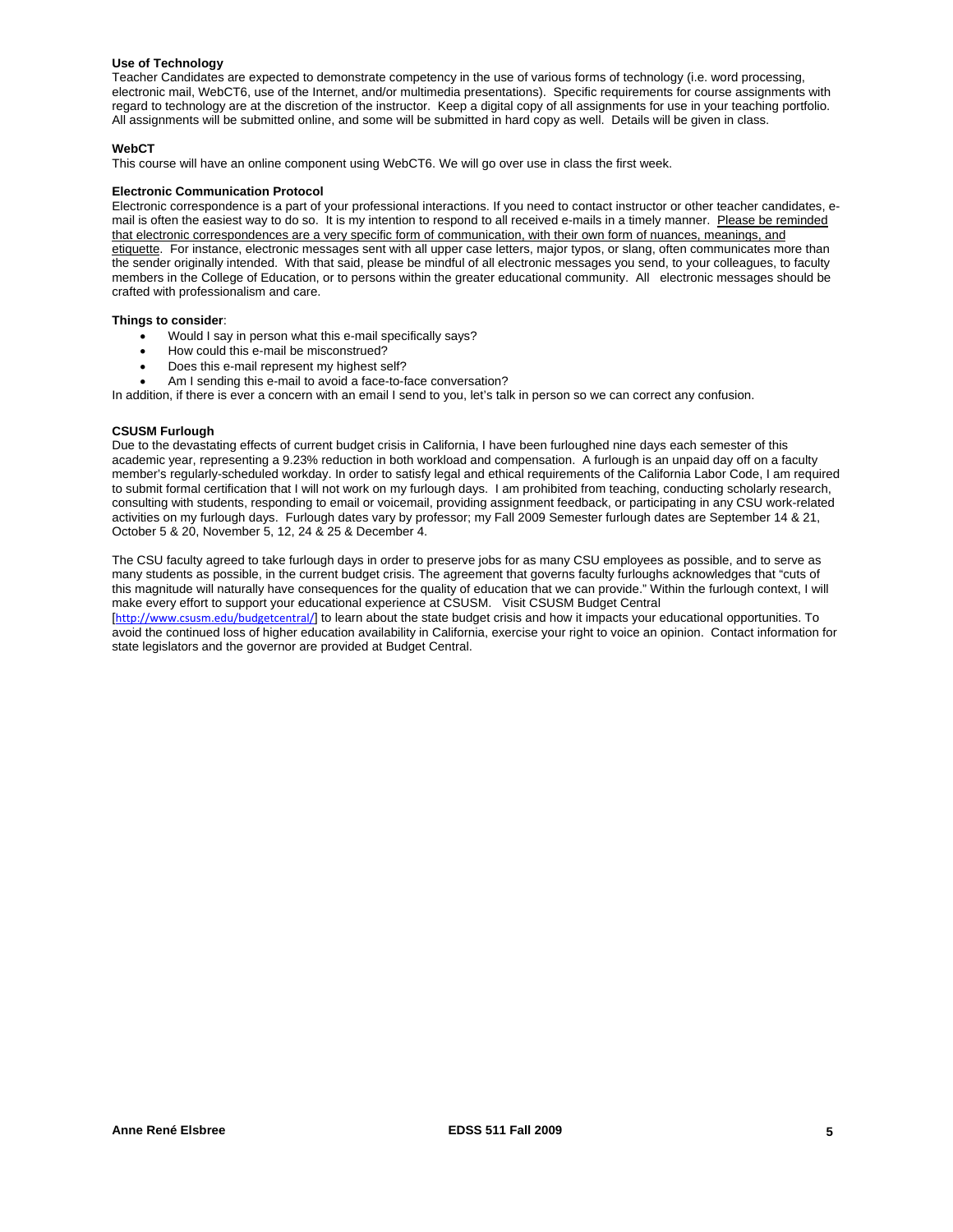**Use of Technology**

Teacher Candidates are expected to demonstrate competency in the use of various forms of technology (i.e. word processing, electronic mail, WebCT6, use of the Internet, and/or multimedia presentations). Specific requirements for course assignments with regard to technology are at the discretion of the instructor. Keep a digital copy of all assignments for use in your teaching portfolio. All assignments will be submitted online, and some will be submitted in hard copy as well. Details will be given in class.

**WebCT**

This course will have an online component using WebCT6. We will go over use in class the first week.

**Electronic Communication Protocol**

Electronic correspondence is a part of your professional interactions. If you need to contact instructor or other teacher candidates, e-mail is often the easiest way to do so. It is my intention to respond to all received e-mails in a timely manner. <u>Please be reminded that electronic correspondences are a very specific form of communication, with their own form of nuances, meanings, and etiquette</u>. For instance, electronic messages sent with all upper case letters, major typos, or slang, often communicates more than the sender originally intended. With that said, please be mindful of all electronic messages you send, to your colleagues, to faculty members in the College of Education, or to persons within the greater educational community. All electronic messages should be crafted with professionalism and care.

**Things to consider**:

- Would I say in person what this e-mail specifically says?
- How could this e-mail be misconstrued?
- Does this e-mail represent my highest self?
- Am I sending this e-mail to avoid a face-to-face conversation?

In addition, if there is ever a concern with an email I send to you, let's talk in person so we can correct any confusion.

**CSUSM Furlough**

Due to the devastating effects of current budget crisis in California, I have been furloughed nine days each semester of this academic year, representing a 9.23% reduction in both workload and compensation. A furlough is an unpaid day off on a faculty member's regularly-scheduled workday. In order to satisfy legal and ethical requirements of the California Labor Code, I am required to submit formal certification that I will not work on my furlough days. I am prohibited from teaching, conducting scholarly research, consulting with students, responding to email or voicemail, providing assignment feedback, or participating in any CSU work-related activities on my furlough days. Furlough dates vary by professor; my Fall 2009 Semester furlough dates are September 14 & 21, October 5 & 20, November 5, 12, 24 & 25 & December 4.

The CSU faculty agreed to take furlough days in order to preserve jobs for as many CSU employees as possible, and to serve as many students as possible, in the current budget crisis. The agreement that governs faculty furloughs acknowledges that "cuts of this magnitude will naturally have consequences for the quality of education that we can provide." Within the furlough context, I will make every effort to support your educational experience at CSUSM. Visit CSUSM Budget Central [http://www.csusm.edu/budgetcentral/] to learn about the state budget crisis and how it impacts your educational opportunities. To avoid the continued loss of higher education availability in California, exercise your right to voice an opinion. Contact information for state legislators and the governor are provided at Budget Central.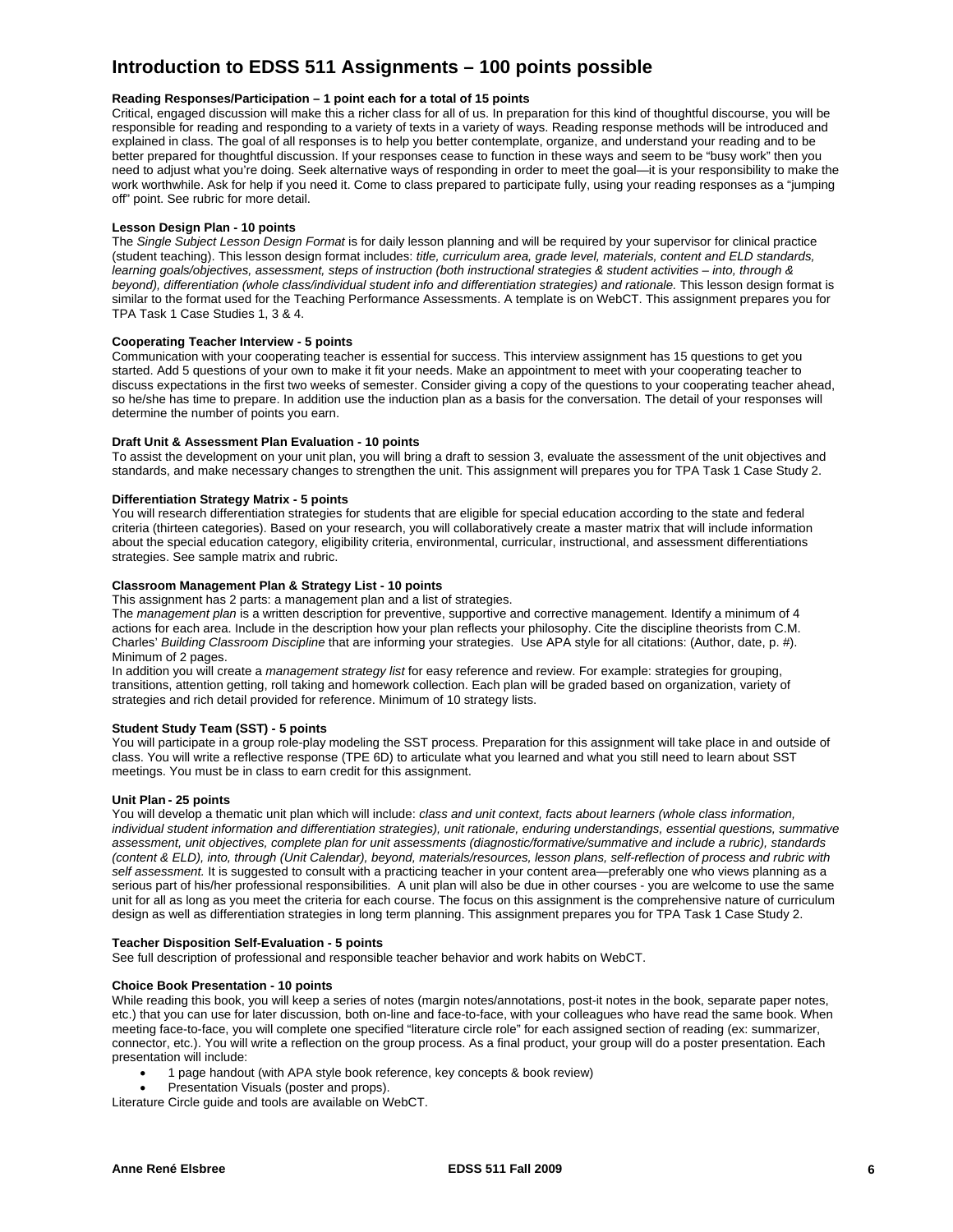# Introduction to EDSS 511 Assignments – 100 points possible

**Reading Responses/Participation – 1 point each for a total of 15 points**

Critical, engaged discussion will make this a richer class for all of us. In preparation for this kind of thoughtful discourse, you will be responsible for reading and responding to a variety of texts in a variety of ways. Reading response methods will be introduced and explained in class. The goal of all responses is to help you better contemplate, organize, and understand your reading and to be better prepared for thoughtful discussion. If your responses cease to function in these ways and seem to be "busy work" then you need to adjust what you're doing. Seek alternative ways of responding in order to meet the goal—it is your responsibility to make the work worthwhile. Ask for help if you need it. Come to class prepared to participate fully, using your reading responses as a "jumping off" point. See rubric for more detail.

**Lesson Design Plan - 10 points**

The *Single Subject Lesson Design Format* is for daily lesson planning and will be required by your supervisor for clinical practice (student teaching). This lesson design format includes: *title, curriculum area, grade level, materials, content and ELD standards, learning goals/objectives, assessment, steps of instruction (both instructional strategies & student activities – into, through & beyond), differentiation (whole class/individual student info and differentiation strategies) and rationale.* This lesson design format is similar to the format used for the Teaching Performance Assessments. A template is on WebCT. This assignment prepares you for TPA Task 1 Case Studies 1, 3 & 4.

**Cooperating Teacher Interview - 5 points**

Communication with your cooperating teacher is essential for success. This interview assignment has 15 questions to get you started. Add 5 questions of your own to make it fit your needs. Make an appointment to meet with your cooperating teacher to discuss expectations in the first two weeks of semester. Consider giving a copy of the questions to your cooperating teacher ahead, so he/she has time to prepare. In addition use the induction plan as a basis for the conversation. The detail of your responses will determine the number of points you earn.

**Draft Unit & Assessment Plan Evaluation - 10 points**

To assist the development on your unit plan, you will bring a draft to session 3, evaluate the assessment of the unit objectives and standards, and make necessary changes to strengthen the unit. This assignment will prepares you for TPA Task 1 Case Study 2.

**Differentiation Strategy Matrix - 5 points**

You will research differentiation strategies for students that are eligible for special education according to the state and federal criteria (thirteen categories). Based on your research, you will collaboratively create a master matrix that will include information about the special education category, eligibility criteria, environmental, curricular, instructional, and assessment differentiations strategies. See sample matrix and rubric.

**Classroom Management Plan & Strategy List - 10 points**

This assignment has 2 parts: a management plan and a list of strategies.

The *management plan* is a written description for preventive, supportive and corrective management. Identify a minimum of 4 actions for each area. Include in the description how your plan reflects your philosophy. Cite the discipline theorists from C.M. Charles' *Building Classroom Discipline* that are informing your strategies. Use APA style for all citations: (Author, date, p. #). Minimum of 2 pages.

In addition you will create a *management strategy list* for easy reference and review. For example: strategies for grouping, transitions, attention getting, roll taking and homework collection. Each plan will be graded based on organization, variety of strategies and rich detail provided for reference. Minimum of 10 strategy lists.

**Student Study Team (SST) - 5 points**

You will participate in a group role-play modeling the SST process. Preparation for this assignment will take place in and outside of class. You will write a reflective response (TPE 6D) to articulate what you learned and what you still need to learn about SST meetings. You must be in class to earn credit for this assignment.

**Unit Plan - 25 points**

You will develop a thematic unit plan which will include: *class and unit context, facts about learners (whole class information, individual student information and differentiation strategies), unit rationale, enduring understandings, essential questions, summative assessment, unit objectives, complete plan for unit assessments (diagnostic/formative/summative and include a rubric), standards (content & ELD), into, through (Unit Calendar), beyond, materials/resources, lesson plans, self-reflection of process and rubric with self assessment.* It is suggested to consult with a practicing teacher in your content area—preferably one who views planning as a serious part of his/her professional responsibilities. A unit plan will also be due in other courses - you are welcome to use the same unit for all as long as you meet the criteria for each course. The focus on this assignment is the comprehensive nature of curriculum design as well as differentiation strategies in long term planning. This assignment prepares you for TPA Task 1 Case Study 2.

**Teacher Disposition Self-Evaluation - 5 points**

See full description of professional and responsible teacher behavior and work habits on WebCT.

**Choice Book Presentation - 10 points**

While reading this book, you will keep a series of notes (margin notes/annotations, post-it notes in the book, separate paper notes, etc.) that you can use for later discussion, both on-line and face-to-face, with your colleagues who have read the same book. When meeting face-to-face, you will complete one specified "literature circle role" for each assigned section of reading (ex: summarizer, connector, etc.). You will write a reflection on the group process. As a final product, your group will do a poster presentation. Each presentation will include:

- 1 page handout (with APA style book reference, key concepts & book review)
- Presentation Visuals (poster and props).

Literature Circle guide and tools are available on WebCT.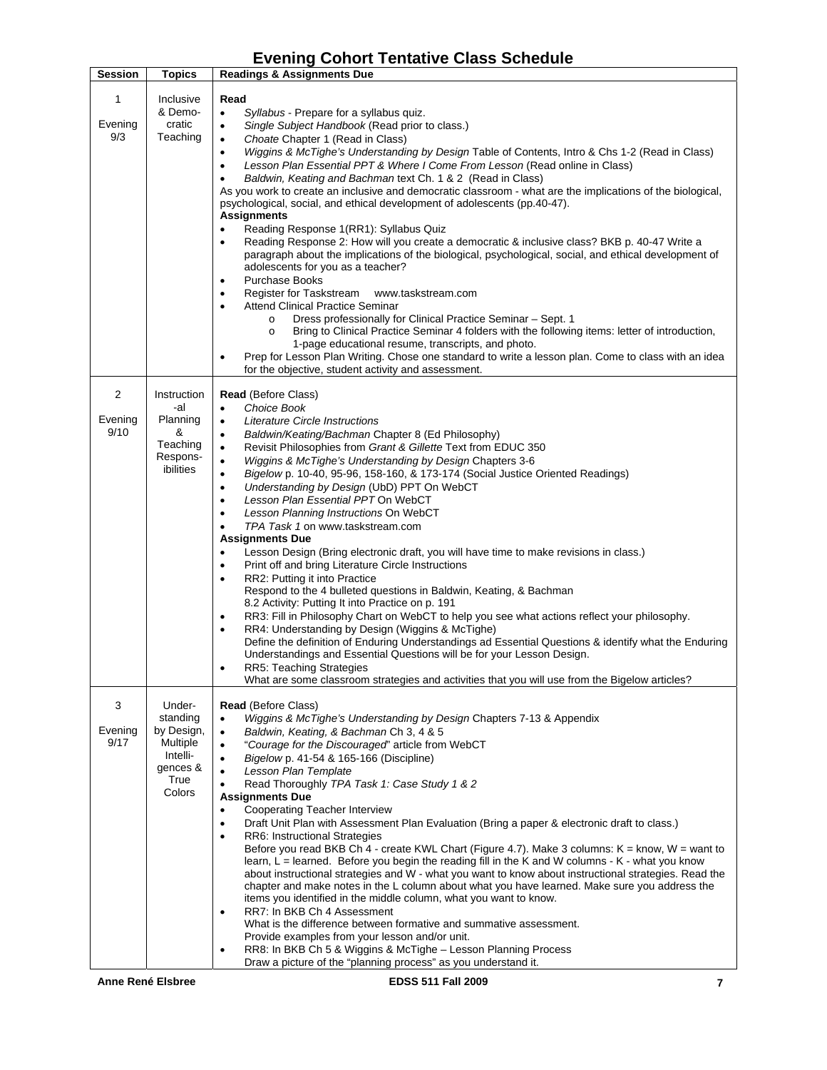# Evening Cohort Tentative Class Schedule

| Session | Topics | Readings & Assignments Due |
|---|---|---|
| 1<br><br>Evening<br>9/3 | Inclusive & Democratic Teaching | **Read**<br>• *Syllabus* - Prepare for a syllabus quiz.<br>• *Single Subject Handbook* (Read prior to class.)<br>• *Choate* Chapter 1 (Read in Class)<br>• *Wiggins & McTighe's Understanding by Design* Table of Contents, Intro & Chs 1-2 (Read in Class)<br>• *Lesson Plan Essential PPT & Where I Come From Lesson* (Read online in Class)<br>• *Baldwin, Keating and Bachman* text Ch. 1 & 2 (Read in Class)<br>As you work to create an inclusive and democratic classroom - what are the implications of the biological, psychological, social, and ethical development of adolescents (pp.40-47).<br>**Assignments**<br>• Reading Response 1(RR1): Syllabus Quiz<br>• Reading Response 2: How will you create a democratic & inclusive class? BKB p. 40-47 Write a paragraph about the implications of the biological, psychological, social, and ethical development of adolescents for you as a teacher?<br>• Purchase Books<br>• Register for Taskstream www.taskstream.com<br>• Attend Clinical Practice Seminar<br>  o Dress professionally for Clinical Practice Seminar – Sept. 1<br>  o Bring to Clinical Practice Seminar 4 folders with the following items: letter of introduction, 1-page educational resume, transcripts, and photo.<br>• Prep for Lesson Plan Writing. Chose one standard to write a lesson plan. Come to class with an idea for the objective, student activity and assessment. |
| 2<br><br>Evening<br>9/10 | Instructional Planning & Teaching Responsibilities | **Read** (Before Class)<br>• *Choice Book*<br>• *Literature Circle Instructions*<br>• *Baldwin/Keating/Bachman* Chapter 8 (Ed Philosophy)<br>• Revisit Philosophies from *Grant & Gillette* Text from EDUC 350<br>• *Wiggins & McTighe's Understanding by Design* Chapters 3-6<br>• *Bigelow* p. 10-40, 95-96, 158-160, & 173-174 (Social Justice Oriented Readings)<br>• *Understanding by Design* (UbD) PPT On WebCT<br>• *Lesson Plan Essential PPT* On WebCT<br>• *Lesson Planning Instructions* On WebCT<br>• *TPA Task 1* on www.taskstream.com<br>**Assignments Due**<br>• Lesson Design (Bring electronic draft, you will have time to make revisions in class.)<br>• Print off and bring Literature Circle Instructions<br>• RR2: Putting it into Practice<br>Respond to the 4 bulleted questions in Baldwin, Keating, & Bachman<br>8.2 Activity: Putting It into Practice on p. 191<br>• RR3: Fill in Philosophy Chart on WebCT to help you see what actions reflect your philosophy.<br>• RR4: Understanding by Design (Wiggins & McTighe)<br>Define the definition of Enduring Understandings ad Essential Questions & identify what the Enduring Understandings and Essential Questions will be for your Lesson Design.<br>• RR5: Teaching Strategies<br>What are some classroom strategies and activities that you will use from the Bigelow articles? |
| 3<br><br>Evening<br>9/17 | Understanding by Design, Multiple Intelligences & True Colors | **Read** (Before Class)<br>• *Wiggins & McTighe's Understanding by Design* Chapters 7-13 & Appendix<br>• *Baldwin, Keating, & Bachman* Ch 3, 4 & 5<br>• "*Courage for the Discouraged*" article from WebCT<br>• *Bigelow* p. 41-54 & 165-166 (Discipline)<br>• *Lesson Plan Template*<br>• Read Thoroughly *TPA Task 1: Case Study 1 & 2*<br>**Assignments Due**<br>• Cooperating Teacher Interview<br>• Draft Unit Plan with Assessment Plan Evaluation (Bring a paper & electronic draft to class.)<br>• RR6: Instructional Strategies<br>Before you read BKB Ch 4 - create KWL Chart (Figure 4.7). Make 3 columns: K = know, W = want to learn, L = learned. Before you begin the reading fill in the K and W columns - K - what you know about instructional strategies and W - what you want to know about instructional strategies. Read the chapter and make notes in the L column about what you have learned. Make sure you address the items you identified in the middle column, what you want to know.<br>• RR7: In BKB Ch 4 Assessment<br>What is the difference between formative and summative assessment.<br>Provide examples from your lesson and/or unit.<br>• RR8: In BKB Ch 5 & Wiggins & McTighe – Lesson Planning Process<br>Draw a picture of the "planning process" as you understand it. |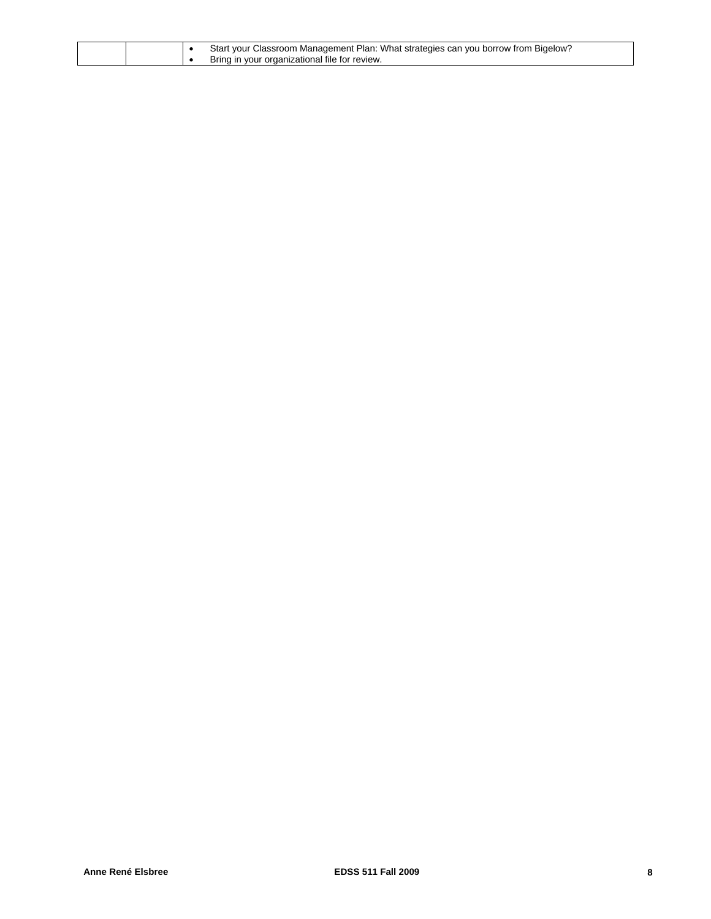| | | |
|---|---|---|
| | | • Start your Classroom Management Plan: What strategies can you borrow from Bigelow?<br>• Bring in your organizational file for review. |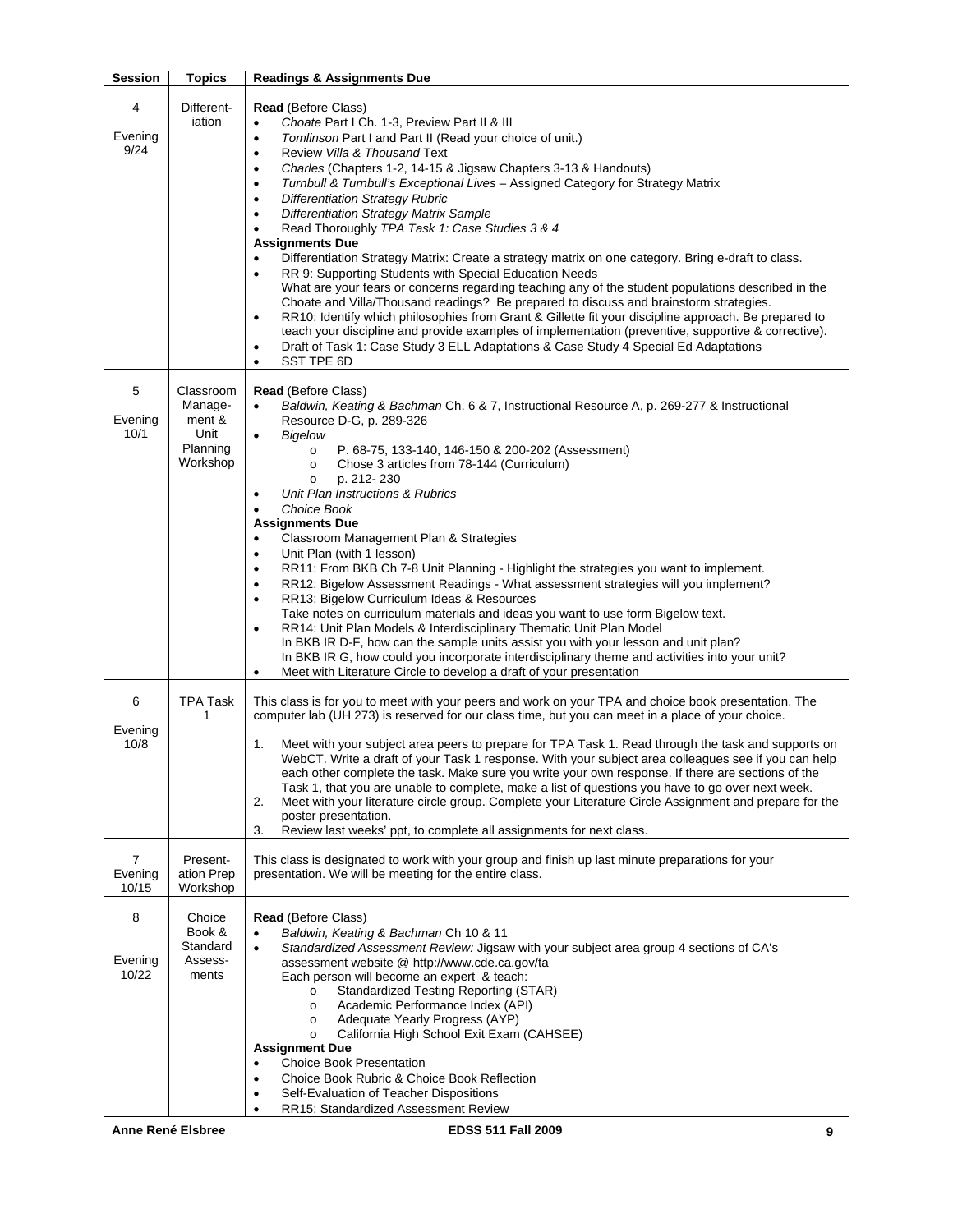| Session | Topics | Readings & Assignments Due |
|---|---|---|
| 4<br><br>Evening 9/24 | Differentiation | **Read** (Before Class)<br>• *Choate* Part I Ch. 1-3, Preview Part II & III<br>• *Tomlinson* Part I and Part II (Read your choice of unit.)<br>• Review *Villa & Thousand* Text<br>• *Charles* (Chapters 1-2, 14-15 & Jigsaw Chapters 3-13 & Handouts)<br>• *Turnbull & Turnbull's Exceptional Lives* – Assigned Category for Strategy Matrix<br>• *Differentiation Strategy Rubric*<br>• *Differentiation Strategy Matrix Sample*<br>• Read Thoroughly *TPA Task 1: Case Studies 3 & 4*<br>**Assignments Due**<br>• Differentiation Strategy Matrix: Create a strategy matrix on one category. Bring e-draft to class.<br>• RR 9: Supporting Students with Special Education Needs<br>What are your fears or concerns regarding teaching any of the student populations described in the Choate and Villa/Thousand readings? Be prepared to discuss and brainstorm strategies.<br>• RR10: Identify which philosophies from Grant & Gillette fit your discipline approach. Be prepared to teach your discipline and provide examples of implementation (preventive, supportive & corrective).<br>• Draft of Task 1: Case Study 3 ELL Adaptations & Case Study 4 Special Ed Adaptations<br>• SST TPE 6D |
| 5<br><br>Evening 10/1 | Classroom Management & Unit Planning Workshop | **Read** (Before Class)<br>• *Baldwin, Keating & Bachman* Ch. 6 & 7, Instructional Resource A, p. 269-277 & Instructional Resource D-G, p. 289-326<br>• *Bigelow*<br>  o P. 68-75, 133-140, 146-150 & 200-202 (Assessment)<br>  o Chose 3 articles from 78-144 (Curriculum)<br>  o p. 212- 230<br>• *Unit Plan Instructions & Rubrics*<br>• *Choice Book*<br>**Assignments Due**<br>• Classroom Management Plan & Strategies<br>• Unit Plan (with 1 lesson)<br>• RR11: From BKB Ch 7-8 Unit Planning - Highlight the strategies you want to implement.<br>• RR12: Bigelow Assessment Readings - What assessment strategies will you implement?<br>• RR13: Bigelow Curriculum Ideas & Resources<br>Take notes on curriculum materials and ideas you want to use form Bigelow text.<br>• RR14: Unit Plan Models & Interdisciplinary Thematic Unit Plan Model<br>In BKB IR D-F, how can the sample units assist you with your lesson and unit plan?<br>In BKB IR G, how could you incorporate interdisciplinary theme and activities into your unit?<br>• Meet with Literature Circle to develop a draft of your presentation |
| 6<br><br>Evening 10/8 | TPA Task 1 | This class is for you to meet with your peers and work on your TPA and choice book presentation. The computer lab (UH 273) is reserved for our class time, but you can meet in a place of your choice.<br><br>1. Meet with your subject area peers to prepare for TPA Task 1. Read through the task and supports on WebCT. Write a draft of your Task 1 response. With your subject area colleagues see if you can help each other complete the task. Make sure you write your own response. If there are sections of the Task 1, that you are unable to complete, make a list of questions you have to go over next week.<br>2. Meet with your literature circle group. Complete your Literature Circle Assignment and prepare for the poster presentation.<br>3. Review last weeks' ppt, to complete all assignments for next class. |
| 7<br>Evening 10/15 | Presentation Prep Workshop | This class is designated to work with your group and finish up last minute preparations for your presentation. We will be meeting for the entire class. |
| 8<br><br>Evening 10/22 | Choice Book & Standard Assessments | **Read** (Before Class)<br>• *Baldwin, Keating & Bachman* Ch 10 & 11<br>• *Standardized Assessment Review:* Jigsaw with your subject area group 4 sections of CA's assessment website @ http://www.cde.ca.gov/ta<br>Each person will become an expert & teach:<br>  o Standardized Testing Reporting (STAR)<br>  o Academic Performance Index (API)<br>  o Adequate Yearly Progress (AYP)<br>  o California High School Exit Exam (CAHSEE)<br>**Assignment Due**<br>• Choice Book Presentation<br>• Choice Book Rubric & Choice Book Reflection<br>• Self-Evaluation of Teacher Dispositions<br>• RR15: Standardized Assessment Review |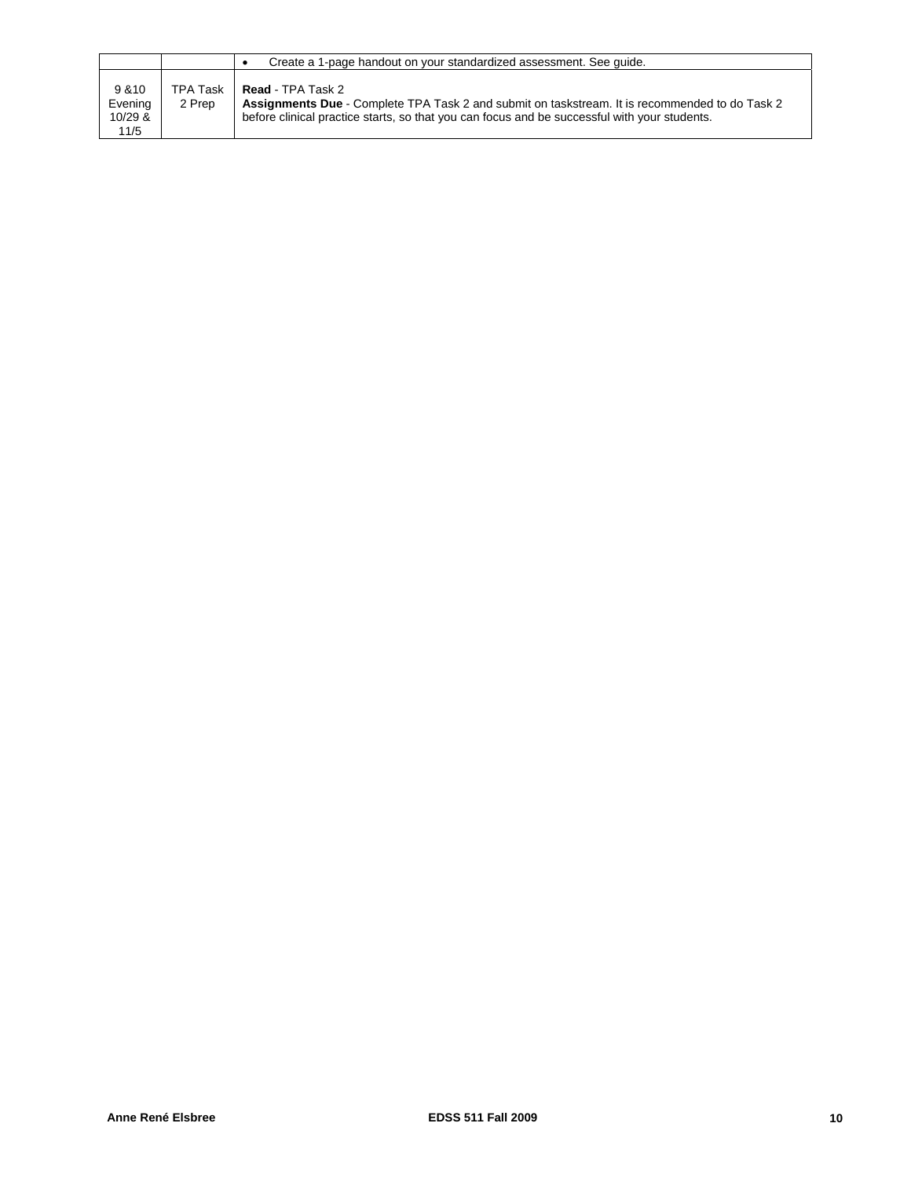| | | |
|---|---|---|
| | | • Create a 1-page handout on your standardized assessment. See guide. |
| 9 &10 Evening 10/29 & 11/5 | TPA Task 2 Prep | **Read** - TPA Task 2<br>**Assignments Due** - Complete TPA Task 2 and submit on taskstream. It is recommended to do Task 2 before clinical practice starts, so that you can focus and be successful with your students. |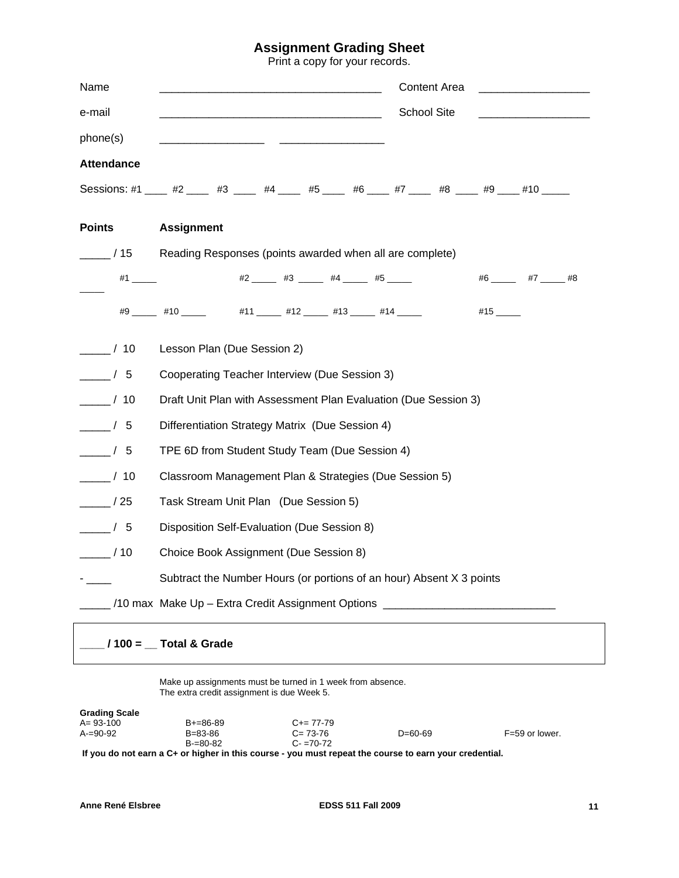## Assignment Grading Sheet

Print a copy for your records.

Name ____________________________________ Content Area __________________

e-mail ____________________________________ School Site __________________

phone(s) _________________ _________________

**Attendance**

Sessions: #1 ____ #2 ____ #3 ____ #4 ____ #5 ____ #6 ____ #7 ____ #8 ____ #9 ____ #10 _____

| **Points** | **Assignment** |
|---|---|
| _____ / 15 | Reading Responses (points awarded when all are complete) |
| | #1 _____ #2 _____ #3 _____ #4 _____ #5 _____ #6 _____ #7 _____ #8 _____ |
| | #9 _____ #10 _____ #11 _____ #12 _____ #13 _____ #14 _____ #15 _____ |
| _____ / 10 | Lesson Plan (Due Session 2) |
| _____ / 5 | Cooperating Teacher Interview (Due Session 3) |
| _____ / 10 | Draft Unit Plan with Assessment Plan Evaluation (Due Session 3) |
| _____ / 5 | Differentiation Strategy Matrix (Due Session 4) |
| _____ / 5 | TPE 6D from Student Study Team (Due Session 4) |
| _____ / 10 | Classroom Management Plan & Strategies (Due Session 5) |
| _____ / 25 | Task Stream Unit Plan (Due Session 5) |
| _____ / 5 | Disposition Self-Evaluation (Due Session 8) |
| _____ / 10 | Choice Book Assignment (Due Session 8) |
| - ____ | Subtract the Number Hours (or portions of an hour) Absent X 3 points |
| _____ /10 max | Make Up – Extra Credit Assignment Options ____________________________ |

**____ / 100 = __ Total & Grade**

Make up assignments must be turned in 1 week from absence.
The extra credit assignment is due Week 5.

**Grading Scale**

| | | | | |
|---|---|---|---|---|
| A= 93-100 | B+=86-89 | C+= 77-79 | | |
| A-=90-92 | B=83-86 | C= 73-76 | D=60-69 | F=59 or lower. |
| | B-=80-82 | C- =70-72 | | |

**If you do not earn a C+ or higher in this course - you must repeat the course to earn your credential.**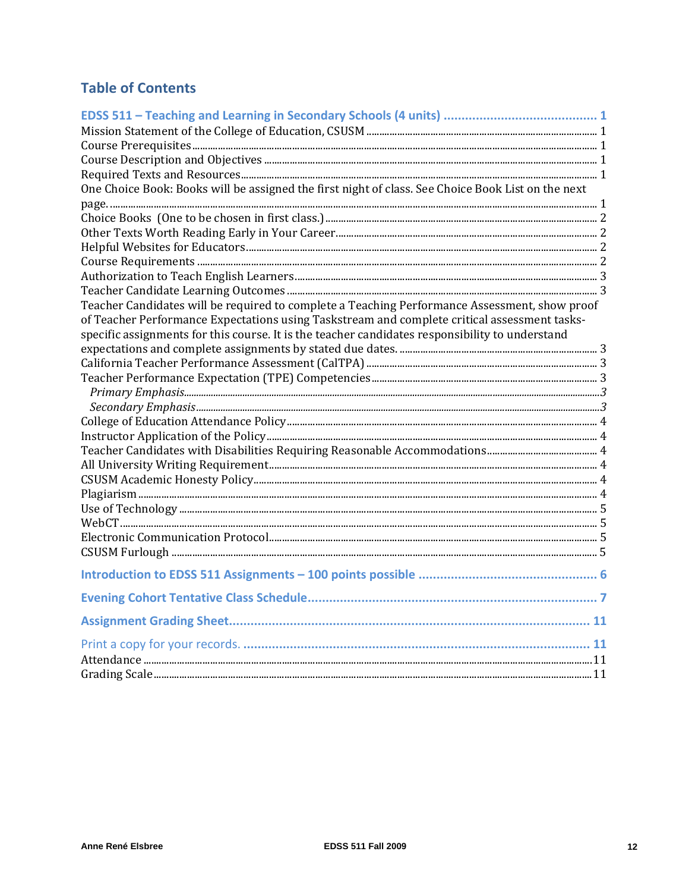## Table of Contents

**EDSS 511 – Teaching and Learning in Secondary Schools (4 units) .......... 1**

Mission Statement of the College of Education, CSUSM .......... 1

Course Prerequisites .......... 1

Course Description and Objectives .......... 1

Required Texts and Resources .......... 1

One Choice Book: Books will be assigned the first night of class. See Choice Book List on the next page. .......... 1

Choice Books (One to be chosen in first class.) .......... 2

Other Texts Worth Reading Early in Your Career .......... 2

Helpful Websites for Educators .......... 2

Course Requirements .......... 2

Authorization to Teach English Learners .......... 3

Teacher Candidate Learning Outcomes .......... 3

Teacher Candidates will be required to complete a Teaching Performance Assessment, show proof of Teacher Performance Expectations using Taskstream and complete critical assessment tasks-specific assignments for this course. It is the teacher candidates responsibility to understand expectations and complete assignments by stated due dates. .......... 3

California Teacher Performance Assessment (CalTPA) .......... 3

Teacher Performance Expectation (TPE) Competencies .......... 3

*Primary Emphasis* .......... 3

*Secondary Emphasis* .......... 3

College of Education Attendance Policy .......... 4

Instructor Application of the Policy .......... 4

Teacher Candidates with Disabilities Requiring Reasonable Accommodations .......... 4

All University Writing Requirement .......... 4

CSUSM Academic Honesty Policy .......... 4

Plagiarism .......... 4

Use of Technology .......... 5

WebCT .......... 5

Electronic Communication Protocol .......... 5

CSUSM Furlough .......... 5

**Introduction to EDSS 511 Assignments – 100 points possible .......... 6**

**Evening Cohort Tentative Class Schedule .......... 7**

**Assignment Grading Sheet .......... 11**

Print a copy for your records. .......... 11

Attendance .......... 11

Grading Scale .......... 11